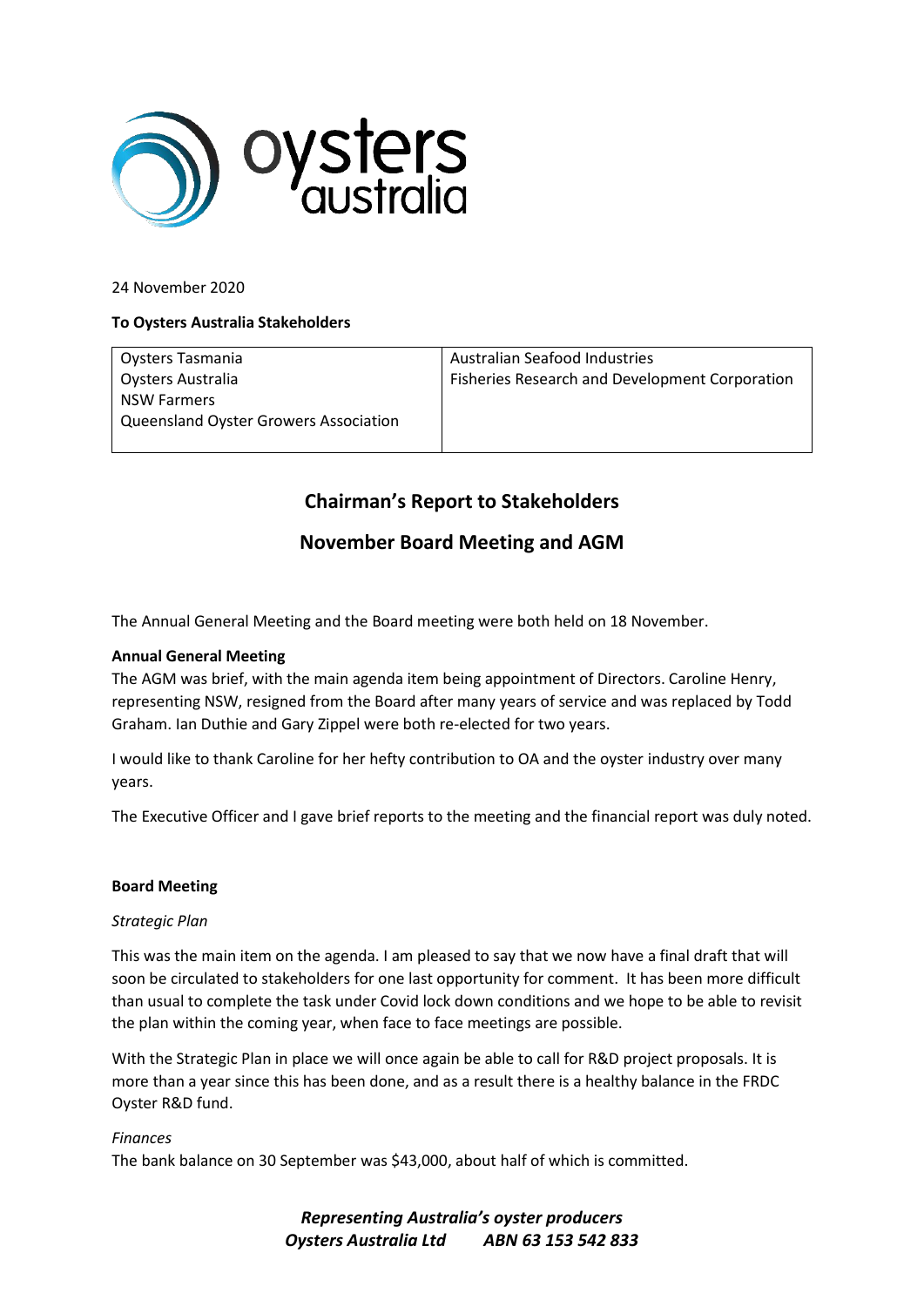24 November 2020

**To Oysters Australia Stakeholders**

| | |
|---|---|
| Oysters Tasmania<br>Oysters Australia<br>NSW Farmers<br>Queensland Oyster Growers Association | Australian Seafood Industries<br>Fisheries Research and Development Corporation |

## Chairman's Report to Stakeholders

## November Board Meeting and AGM

The Annual General Meeting and the Board meeting were both held on 18 November.

**Annual General Meeting**

The AGM was brief, with the main agenda item being appointment of Directors. Caroline Henry, representing NSW, resigned from the Board after many years of service and was replaced by Todd Graham. Ian Duthie and Gary Zippel were both re-elected for two years.

I would like to thank Caroline for her hefty contribution to OA and the oyster industry over many years.

The Executive Officer and I gave brief reports to the meeting and the financial report was duly noted.

**Board Meeting**

*Strategic Plan*

This was the main item on the agenda. I am pleased to say that we now have a final draft that will soon be circulated to stakeholders for one last opportunity for comment. It has been more difficult than usual to complete the task under Covid lock down conditions and we hope to be able to revisit the plan within the coming year, when face to face meetings are possible.

With the Strategic Plan in place we will once again be able to call for R&D project proposals. It is more than a year since this has been done, and as a result there is a healthy balance in the FRDC Oyster R&D fund.

*Finances*

The bank balance on 30 September was $43,000, about half of which is committed.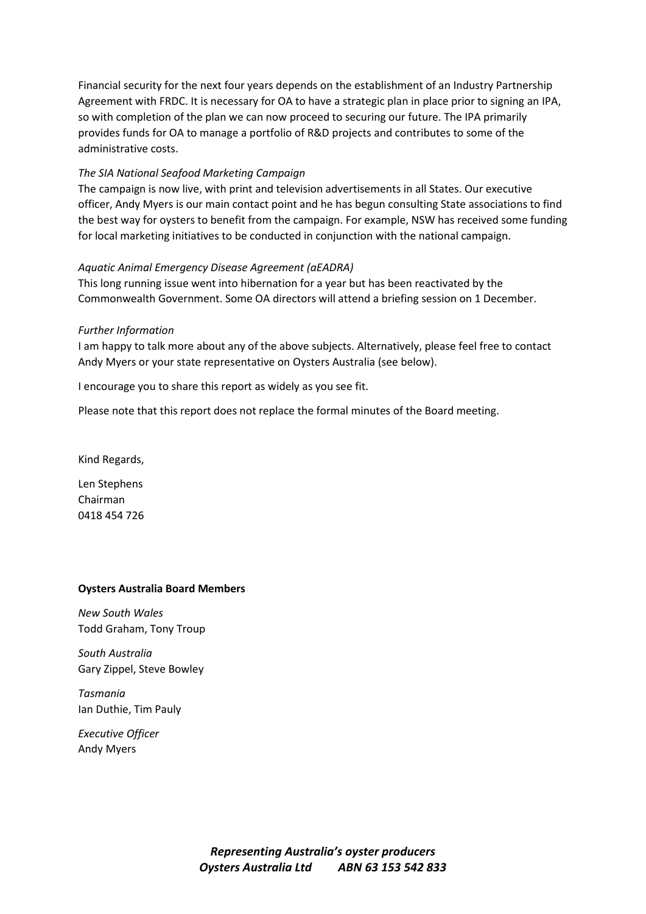Financial security for the next four years depends on the establishment of an Industry Partnership Agreement with FRDC. It is necessary for OA to have a strategic plan in place prior to signing an IPA, so with completion of the plan we can now proceed to securing our future. The IPA primarily provides funds for OA to manage a portfolio of R&D projects and contributes to some of the administrative costs.

*The SIA National Seafood Marketing Campaign*

The campaign is now live, with print and television advertisements in all States. Our executive officer, Andy Myers is our main contact point and he has begun consulting State associations to find the best way for oysters to benefit from the campaign. For example, NSW has received some funding for local marketing initiatives to be conducted in conjunction with the national campaign.

*Aquatic Animal Emergency Disease Agreement (aEADRA)*

This long running issue went into hibernation for a year but has been reactivated by the Commonwealth Government. Some OA directors will attend a briefing session on 1 December.

*Further Information*

I am happy to talk more about any of the above subjects. Alternatively, please feel free to contact Andy Myers or your state representative on Oysters Australia (see below).

I encourage you to share this report as widely as you see fit.

Please note that this report does not replace the formal minutes of the Board meeting.

Kind Regards,

Len Stephens
Chairman
0418 454 726

**Oysters Australia Board Members**

*New South Wales*
Todd Graham, Tony Troup

*South Australia*
Gary Zippel, Steve Bowley

*Tasmania*
Ian Duthie, Tim Pauly

*Executive Officer*
Andy Myers

***Representing Australia's oyster producers***
***Oysters Australia Ltd ABN 63 153 542 833***